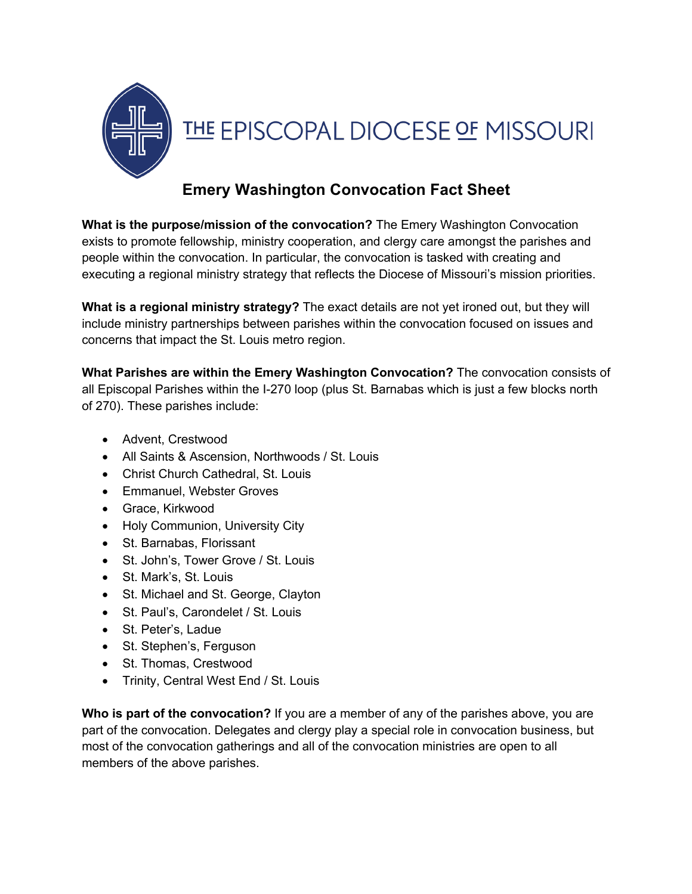THE EPISCOPAL DIOCESE OF MISSOURI

# Emery Washington Convocation Fact Sheet

**What is the purpose/mission of the convocation?** The Emery Washington Convocation exists to promote fellowship, ministry cooperation, and clergy care amongst the parishes and people within the convocation. In particular, the convocation is tasked with creating and executing a regional ministry strategy that reflects the Diocese of Missouri's mission priorities.

**What is a regional ministry strategy?** The exact details are not yet ironed out, but they will include ministry partnerships between parishes within the convocation focused on issues and concerns that impact the St. Louis metro region.

**What Parishes are within the Emery Washington Convocation?** The convocation consists of all Episcopal Parishes within the I-270 loop (plus St. Barnabas which is just a few blocks north of 270). These parishes include:

- Advent, Crestwood
- All Saints & Ascension, Northwoods / St. Louis
- Christ Church Cathedral, St. Louis
- Emmanuel, Webster Groves
- Grace, Kirkwood
- Holy Communion, University City
- St. Barnabas, Florissant
- St. John's, Tower Grove / St. Louis
- St. Mark's, St. Louis
- St. Michael and St. George, Clayton
- St. Paul's, Carondelet / St. Louis
- St. Peter's, Ladue
- St. Stephen's, Ferguson
- St. Thomas, Crestwood
- Trinity, Central West End / St. Louis

**Who is part of the convocation?** If you are a member of any of the parishes above, you are part of the convocation. Delegates and clergy play a special role in convocation business, but most of the convocation gatherings and all of the convocation ministries are open to all members of the above parishes.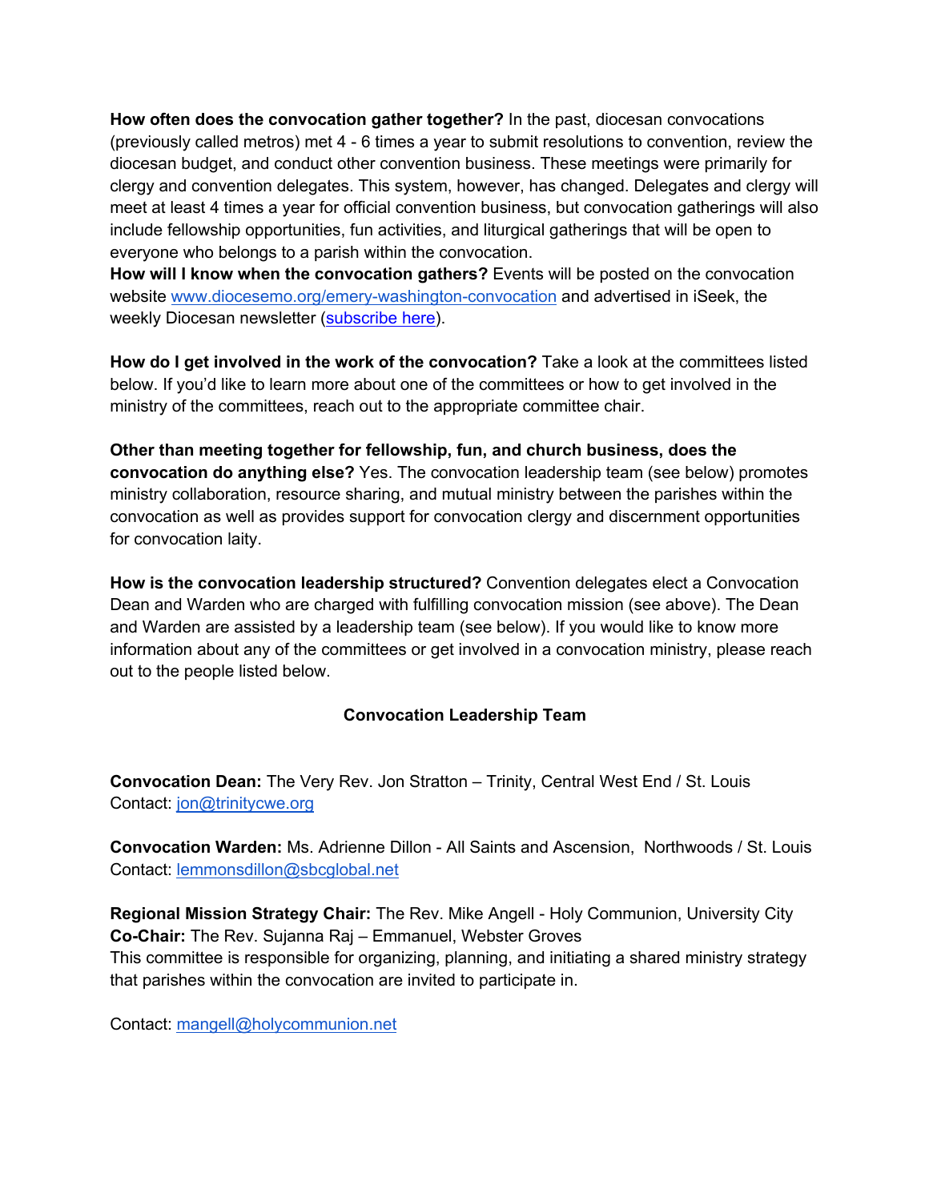**How often does the convocation gather together?** In the past, diocesan convocations (previously called metros) met 4 - 6 times a year to submit resolutions to convention, review the diocesan budget, and conduct other convention business. These meetings were primarily for clergy and convention delegates. This system, however, has changed. Delegates and clergy will meet at least 4 times a year for official convention business, but convocation gatherings will also include fellowship opportunities, fun activities, and liturgical gatherings that will be open to everyone who belongs to a parish within the convocation.

**How will I know when the convocation gathers?** Events will be posted on the convocation website [www.diocesemo.org/emery-washington-convocation](http://www.diocesemo.org/emery-washington-convocation) and advertised in iSeek, the weekly Diocesan newsletter (subscribe here).

**How do I get involved in the work of the convocation?** Take a look at the committees listed below. If you'd like to learn more about one of the committees or how to get involved in the ministry of the committees, reach out to the appropriate committee chair.

**Other than meeting together for fellowship, fun, and church business, does the convocation do anything else?** Yes. The convocation leadership team (see below) promotes ministry collaboration, resource sharing, and mutual ministry between the parishes within the convocation as well as provides support for convocation clergy and discernment opportunities for convocation laity.

**How is the convocation leadership structured?** Convention delegates elect a Convocation Dean and Warden who are charged with fulfilling convocation mission (see above). The Dean and Warden are assisted by a leadership team (see below). If you would like to know more information about any of the committees or get involved in a convocation ministry, please reach out to the people listed below.

## Convocation Leadership Team

**Convocation Dean:** The Very Rev. Jon Stratton – Trinity, Central West End / St. Louis
Contact: jon@trinitycwe.org

**Convocation Warden:** Ms. Adrienne Dillon - All Saints and Ascension, Northwoods / St. Louis
Contact: lemmonsdillon@sbcglobal.net

**Regional Mission Strategy Chair:** The Rev. Mike Angell - Holy Communion, University City
**Co-Chair:** The Rev. Sujanna Raj – Emmanuel, Webster Groves
This committee is responsible for organizing, planning, and initiating a shared ministry strategy that parishes within the convocation are invited to participate in.

Contact: mangell@holycommunion.net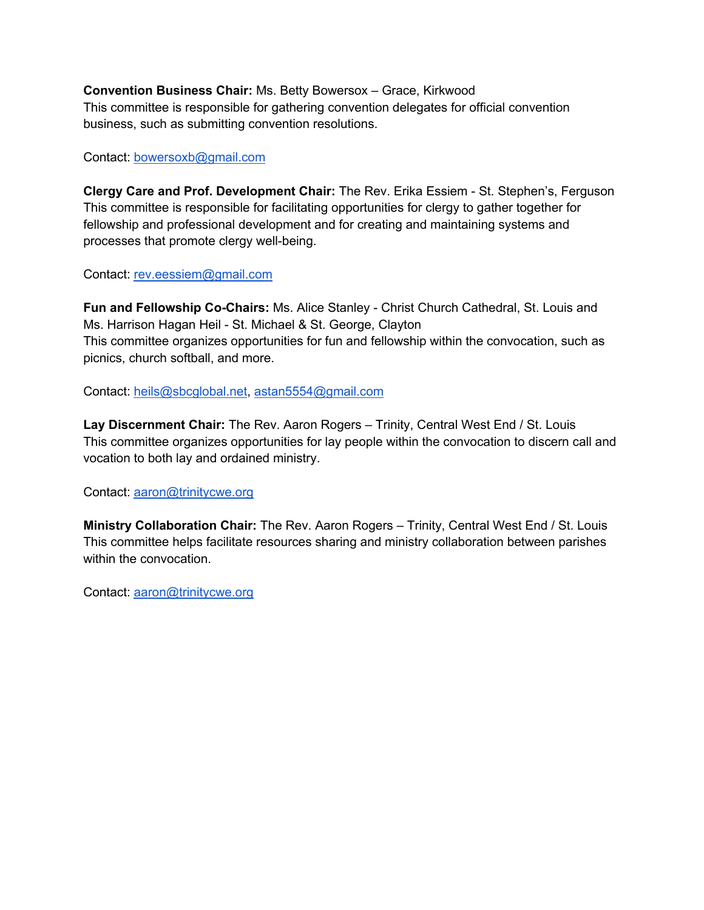**Convention Business Chair:** Ms. Betty Bowersox – Grace, Kirkwood
This committee is responsible for gathering convention delegates for official convention business, such as submitting convention resolutions.

Contact: bowersoxb@gmail.com

**Clergy Care and Prof. Development Chair:** The Rev. Erika Essiem - St. Stephen's, Ferguson
This committee is responsible for facilitating opportunities for clergy to gather together for fellowship and professional development and for creating and maintaining systems and processes that promote clergy well-being.

Contact: rev.eessiem@gmail.com

**Fun and Fellowship Co-Chairs:** Ms. Alice Stanley - Christ Church Cathedral, St. Louis and Ms. Harrison Hagan Heil - St. Michael & St. George, Clayton
This committee organizes opportunities for fun and fellowship within the convocation, such as picnics, church softball, and more.

Contact: heils@sbcglobal.net, astan5554@gmail.com

**Lay Discernment Chair:** The Rev. Aaron Rogers – Trinity, Central West End / St. Louis
This committee organizes opportunities for lay people within the convocation to discern call and vocation to both lay and ordained ministry.

Contact: aaron@trinitycwe.org

**Ministry Collaboration Chair:** The Rev. Aaron Rogers – Trinity, Central West End / St. Louis
This committee helps facilitate resources sharing and ministry collaboration between parishes within the convocation.

Contact: aaron@trinitycwe.org